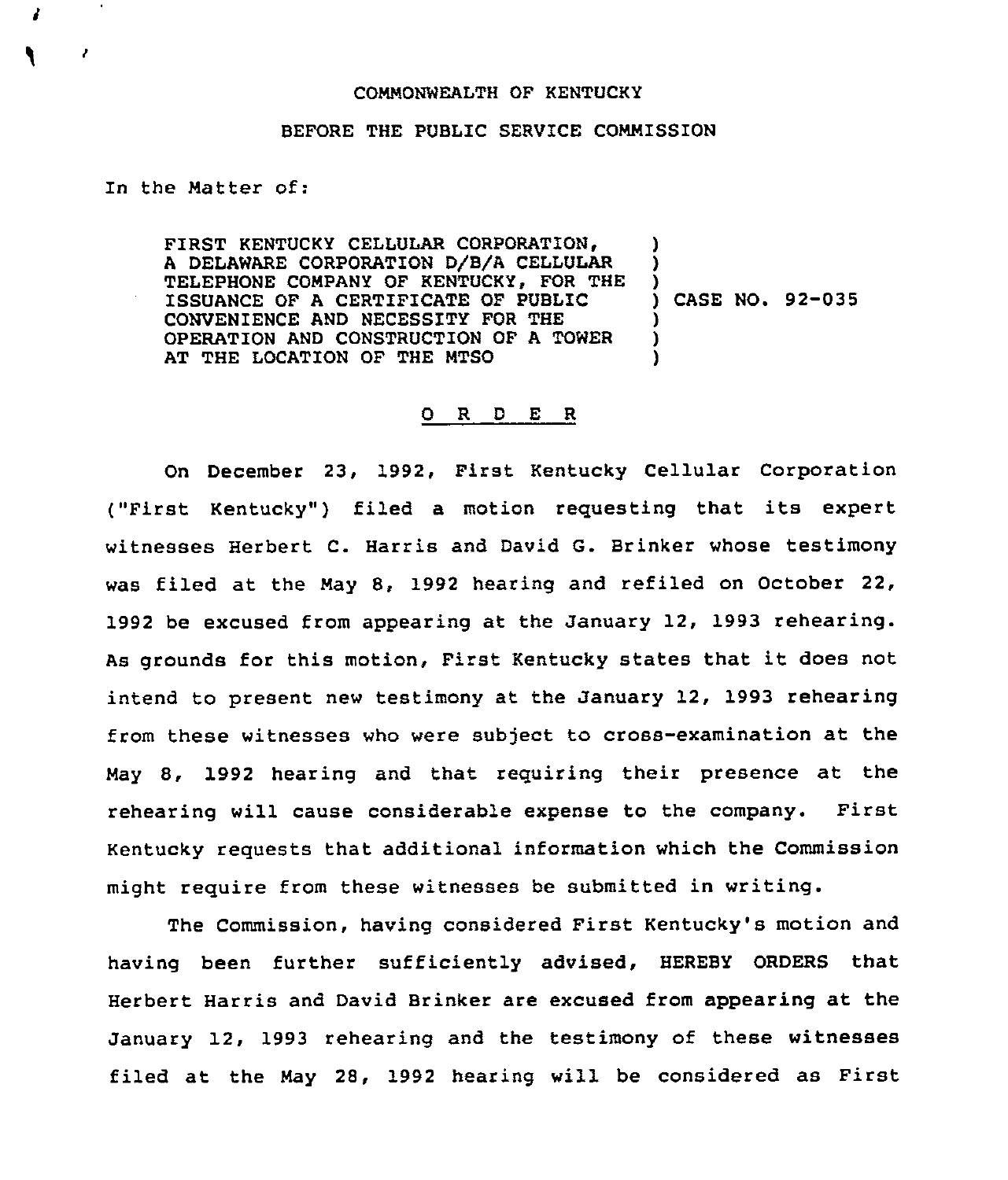COMMONWEALTH OF KENTUCKY

BEFORE THE PUBLIC SERVICE COMMISSION

In the Matter of:

| | | |
|---|---|---|
| FIRST KENTUCKY CELLULAR CORPORATION, A DELAWARE CORPORATION D/B/A CELLULAR TELEPHONE COMPANY OF KENTUCKY, FOR THE ISSUANCE OF A CERTIFICATE OF PUBLIC CONVENIENCE AND NECESSITY FOR THE OPERATION AND CONSTRUCTION OF A TOWER AT THE LOCATION OF THE MTSO | ) | CASE NO. 92-035 |

O R D E R

On December 23, 1992, First Kentucky Cellular Corporation ("First Kentucky") filed a motion requesting that its expert witnesses Herbert C. Harris and David G. Brinker whose testimony was filed at the May 8, 1992 hearing and refiled on October 22, 1992 be excused from appearing at the January 12, 1993 rehearing. As grounds for this motion, First Kentucky states that it does not intend to present new testimony at the January 12, 1993 rehearing from these witnesses who were subject to cross-examination at the May 8, 1992 hearing and that requiring their presence at the rehearing will cause considerable expense to the company. First Kentucky requests that additional information which the Commission might require from these witnesses be submitted in writing.

The Commission, having considered First Kentucky's motion and having been further sufficiently advised, HEREBY ORDERS that Herbert Harris and David Brinker are excused from appearing at the January 12, 1993 rehearing and the testimony of these witnesses filed at the May 28, 1992 hearing will be considered as First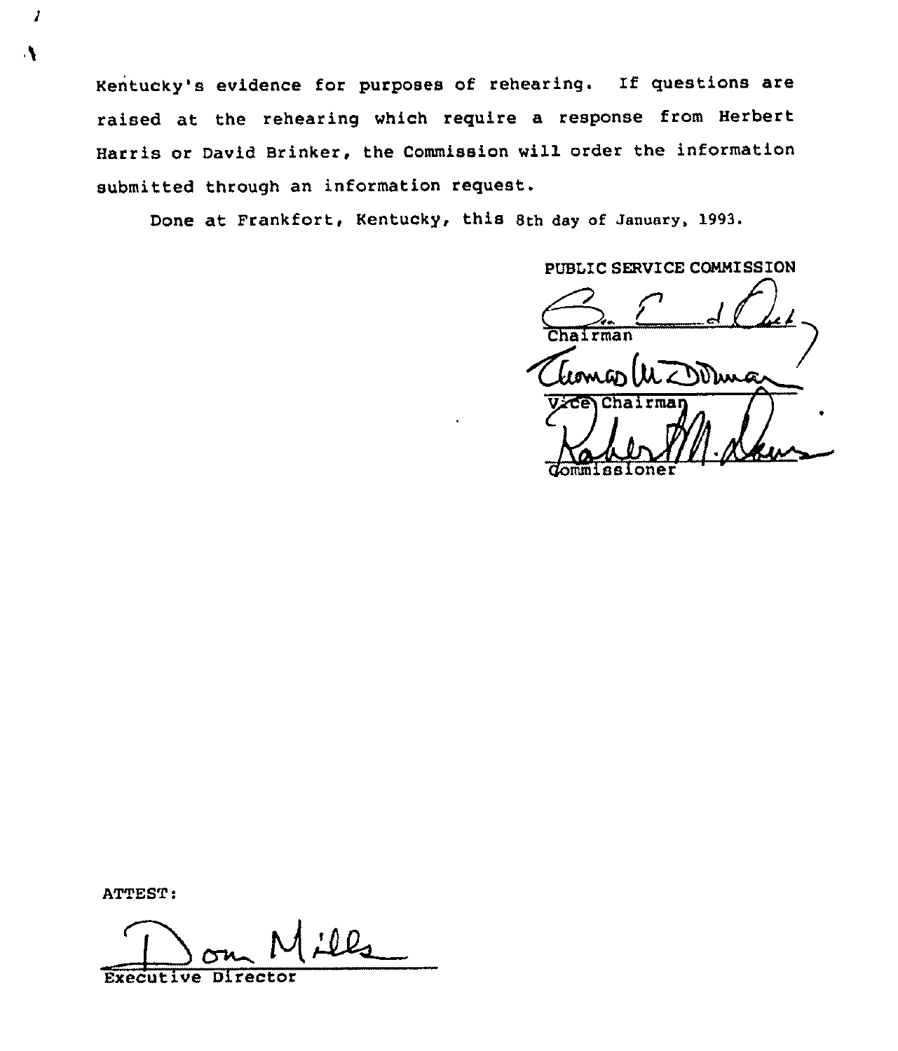Kentucky's evidence for purposes of rehearing. If questions are raised at the rehearing which require a response from Herbert Harris or David Brinker, the Commission will order the information submitted through an information request.

Done at Frankfort, Kentucky, this 8th day of January, 1993.

PUBLIC SERVICE COMMISSION

Chairman

Vice Chairman

Commissioner

ATTEST:

Executive Director